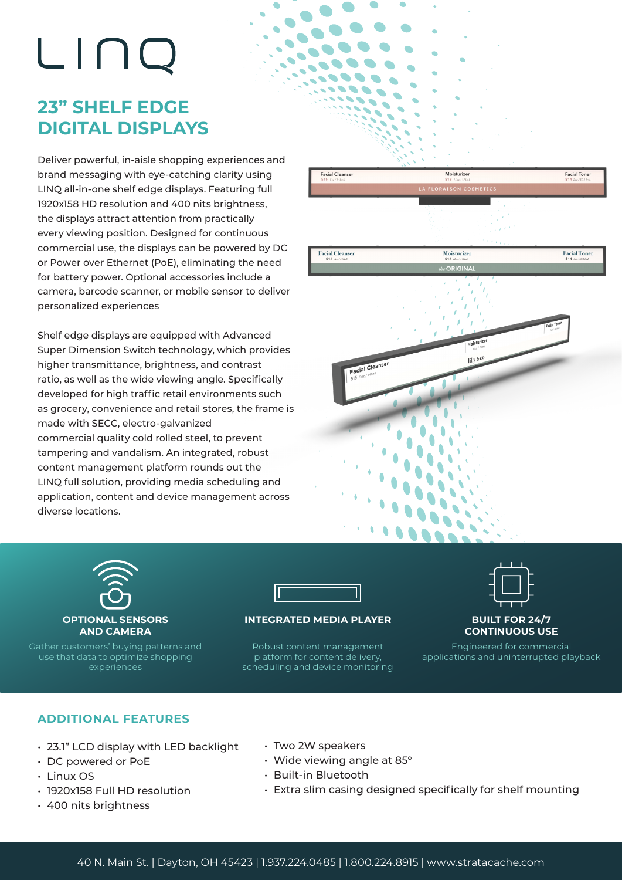# LINQ

## 23" SHELF EDGE DIGITAL DISPLAYS

Deliver powerful, in-aisle shopping experiences and brand messaging with eye-catching clarity using LINQ all-in-one shelf edge displays. Featuring full 1920x158 HD resolution and 400 nits brightness, the displays attract attention from practically every viewing position. Designed for continuous commercial use, the displays can be powered by DC or Power over Ethernet (PoE), eliminating the need for battery power. Optional accessories include a camera, barcode scanner, or mobile sensor to deliver personalized experiences

Shelf edge displays are equipped with Advanced Super Dimension Switch technology, which provides higher transmittance, brightness, and contrast ratio, as well as the wide viewing angle. Specifically developed for high traffic retail environments such as grocery, convenience and retail stores, the frame is made with SECC, electro-galvanized commercial quality cold rolled steel, to prevent tampering and vandalism. An integrated, robust content management platform rounds out the LINQ full solution, providing media scheduling and application, content and device management across diverse locations.

**OPTIONAL SENSORS AND CAMERA**

Gather customers' buying patterns and use that data to optimize shopping experiences

**INTEGRATED MEDIA PLAYER**

Robust content management platform for content delivery, scheduling and device monitoring

**BUILT FOR 24/7 CONTINUOUS USE**

Engineered for commercial applications and uninterrupted playback

### ADDITIONAL FEATURES

- 23.1" LCD display with LED backlight
- DC powered or PoE
- Linux OS
- 1920x158 Full HD resolution
- 400 nits brightness
- Two 2W speakers
- Wide viewing angle at 85°
- Built-in Bluetooth
- Extra slim casing designed specifically for shelf mounting

40 N. Main St. | Dayton, OH 45423 | 1.937.224.0485 | 1.800.224.8915 | www.stratacache.com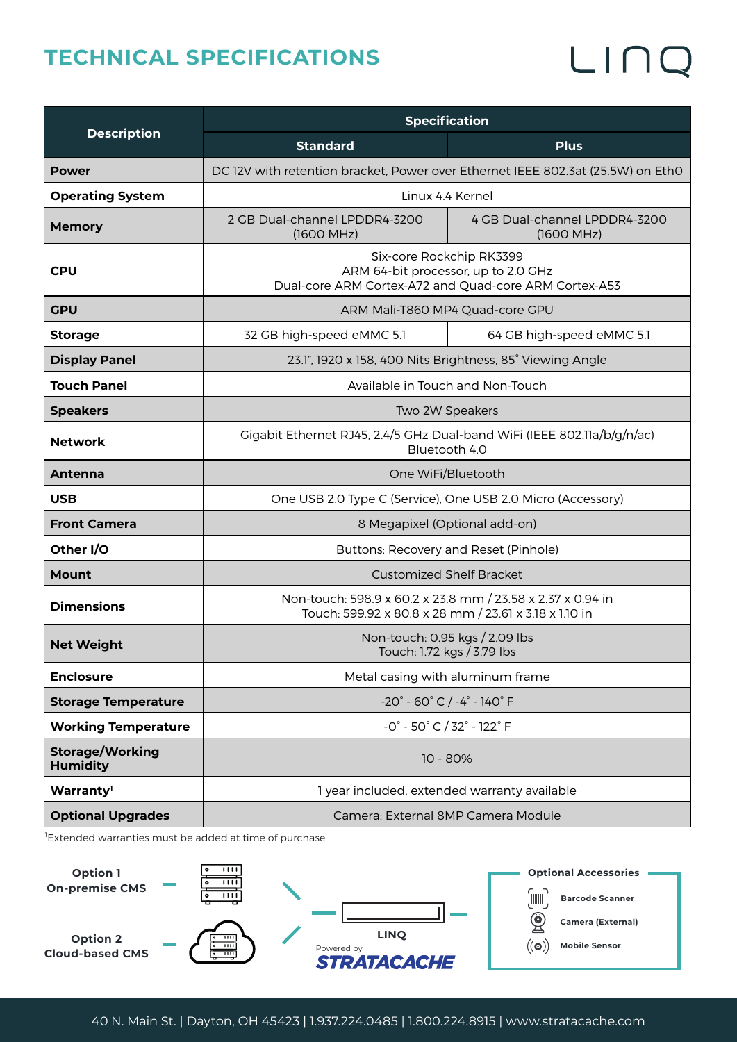# TECHNICAL SPECIFICATIONS

LINQ

| Description | Specification | |
|---|---|---|
| | Standard | Plus |
| Power | DC 12V with retention bracket, Power over Ethernet IEEE 802.3at (25.5W) on Eth0 | |
| Operating System | Linux 4.4 Kernel | |
| Memory | 2 GB Dual-channel LPDDR4-3200 (1600 MHz) | 4 GB Dual-channel LPDDR4-3200 (1600 MHz) |
| CPU | Six-core Rockchip RK3399 ARM 64-bit processor, up to 2.0 GHz Dual-core ARM Cortex-A72 and Quad-core ARM Cortex-A53 | |
| GPU | ARM Mali-T860 MP4 Quad-core GPU | |
| Storage | 32 GB high-speed eMMC 5.1 | 64 GB high-speed eMMC 5.1 |
| Display Panel | 23.1", 1920 x 158, 400 Nits Brightness, 85° Viewing Angle | |
| Touch Panel | Available in Touch and Non-Touch | |
| Speakers | Two 2W Speakers | |
| Network | Gigabit Ethernet RJ45, 2.4/5 GHz Dual-band WiFi (IEEE 802.11a/b/g/n/ac) Bluetooth 4.0 | |
| Antenna | One WiFi/Bluetooth | |
| USB | One USB 2.0 Type C (Service), One USB 2.0 Micro (Accessory) | |
| Front Camera | 8 Megapixel (Optional add-on) | |
| Other I/O | Buttons: Recovery and Reset (Pinhole) | |
| Mount | Customized Shelf Bracket | |
| Dimensions | Non-touch: 598.9 x 60.2 x 23.8 mm / 23.58 x 2.37 x 0.94 in Touch: 599.92 x 80.8 x 28 mm / 23.61 x 3.18 x 1.10 in | |
| Net Weight | Non-touch: 0.95 kgs / 2.09 lbs Touch: 1.72 kgs / 3.79 lbs | |
| Enclosure | Metal casing with aluminum frame | |
| Storage Temperature | -20° - 60° C / -4° - 140° F | |
| Working Temperature | -0° - 50° C / 32° - 122° F | |
| Storage/Working Humidity | 10 - 80% | |
| Warranty[1] | 1 year included, extended warranty available | |
| Optional Upgrades | Camera: External 8MP Camera Module | |

[1]Extended warranties must be added at time of purchase

**Option 1**
**On-premise CMS**

**Option 2**
**Cloud-based CMS**

**LINQ**
Powered by
**STRATACACHE**

**Optional Accessories**
- **Barcode Scanner**
- **Camera (External)**
- **Mobile Sensor**

40 N. Main St. | Dayton, OH 45423 | 1.937.224.0485 | 1.800.224.8915 | www.stratacache.com